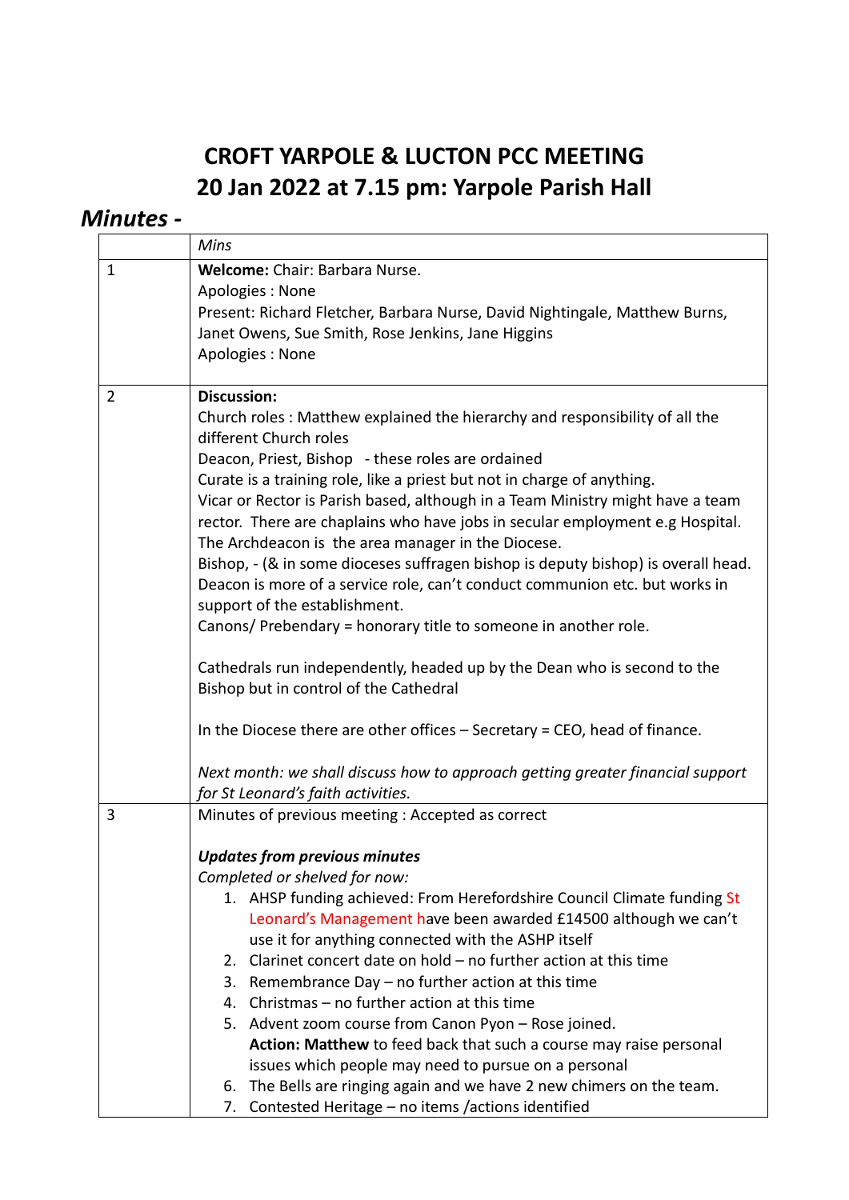# CROFT YARPOLE & LUCTON PCC MEETING
# 20 Jan 2022 at 7.15 pm: Yarpole Parish Hall

## *Minutes -*

| | *Mins* |
|---|---|
| 1 | **Welcome:** Chair: Barbara Nurse.<br>Apologies : None<br>Present: Richard Fletcher, Barbara Nurse, David Nightingale, Matthew Burns, Janet Owens, Sue Smith, Rose Jenkins, Jane Higgins<br>Apologies : None |
| 2 | **Discussion:**<br>Church roles : Matthew explained the hierarchy and responsibility of all the different Church roles<br>Deacon, Priest, Bishop - these roles are ordained<br>Curate is a training role, like a priest but not in charge of anything.<br>Vicar or Rector is Parish based, although in a Team Ministry might have a team rector. There are chaplains who have jobs in secular employment e.g Hospital.<br>The Archdeacon is the area manager in the Diocese.<br>Bishop, - (& in some dioceses suffragen bishop is deputy bishop) is overall head.<br>Deacon is more of a service role, can't conduct communion etc. but works in support of the establishment.<br>Canons/ Prebendary = honorary title to someone in another role.<br><br>Cathedrals run independently, headed up by the Dean who is second to the Bishop but in control of the Cathedral<br><br>In the Diocese there are other offices – Secretary = CEO, head of finance.<br><br>*Next month: we shall discuss how to approach getting greater financial support for St Leonard's faith activities.* |
| 3 | Minutes of previous meeting : Accepted as correct<br><br>***Updates from previous minutes***<br>*Completed or shelved for now:*<br>1. AHSP funding achieved: From Herefordshire Council Climate funding St Leonard's Management have been awarded £14500 although we can't use it for anything connected with the ASHP itself<br>2. Clarinet concert date on hold – no further action at this time<br>3. Remembrance Day – no further action at this time<br>4. Christmas – no further action at this time<br>5. Advent zoom course from Canon Pyon – Rose joined. **Action: Matthew** to feed back that such a course may raise personal issues which people may need to pursue on a personal<br>6. The Bells are ringing again and we have 2 new chimers on the team.<br>7. Contested Heritage – no items /actions identified |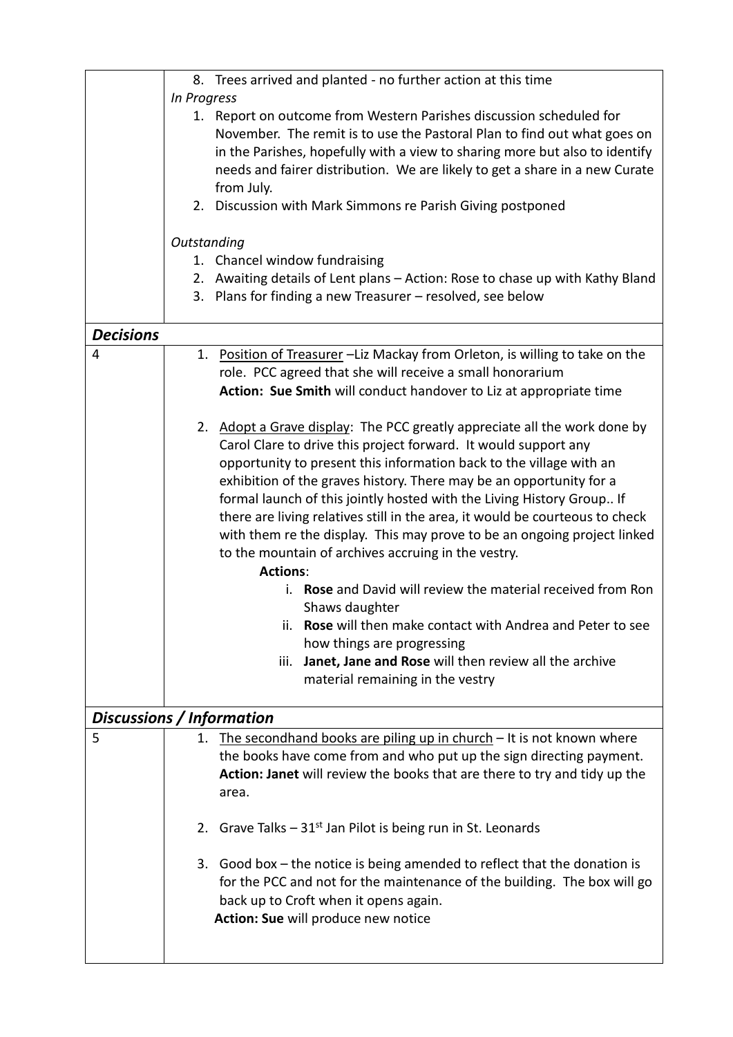| | |
|---|---|
| | 8. Trees arrived and planted - no further action at this time<br>*In Progress*<br>1. Report on outcome from Western Parishes discussion scheduled for November. The remit is to use the Pastoral Plan to find out what goes on in the Parishes, hopefully with a view to sharing more but also to identify needs and fairer distribution. We are likely to get a share in a new Curate from July.<br>2. Discussion with Mark Simmons re Parish Giving postponed<br><br>*Outstanding*<br>1. Chancel window fundraising<br>2. Awaiting details of Lent plans – Action: Rose to chase up with Kathy Bland<br>3. Plans for finding a new Treasurer – resolved, see below |
| ***Decisions*** | |
| 4 | 1. <u>Position of Treasurer</u> –Liz Mackay from Orleton, is willing to take on the role. PCC agreed that she will receive a small honorarium<br>**Action: Sue Smith** will conduct handover to Liz at appropriate time<br><br>2. <u>Adopt a Grave display</u>: The PCC greatly appreciate all the work done by Carol Clare to drive this project forward. It would support any opportunity to present this information back to the village with an exhibition of the graves history. There may be an opportunity for a formal launch of this jointly hosted with the Living History Group.. If there are living relatives still in the area, it would be courteous to check with them re the display. This may prove to be an ongoing project linked to the mountain of archives accruing in the vestry.<br>**Actions**:<br>i. **Rose** and David will review the material received from Ron Shaws daughter<br>ii. **Rose** will then make contact with Andrea and Peter to see how things are progressing<br>iii. **Janet, Jane and Rose** will then review all the archive material remaining in the vestry |
| ***Discussions / Information*** | |
| 5 | 1. <u>The secondhand books are piling up in church</u> – It is not known where the books have come from and who put up the sign directing payment.<br>**Action: Janet** will review the books that are there to try and tidy up the area.<br><br>2. Grave Talks – 31st Jan Pilot is being run in St. Leonards<br><br>3. Good box – the notice is being amended to reflect that the donation is for the PCC and not for the maintenance of the building. The box will go back up to Croft when it opens again.<br>**Action: Sue** will produce new notice |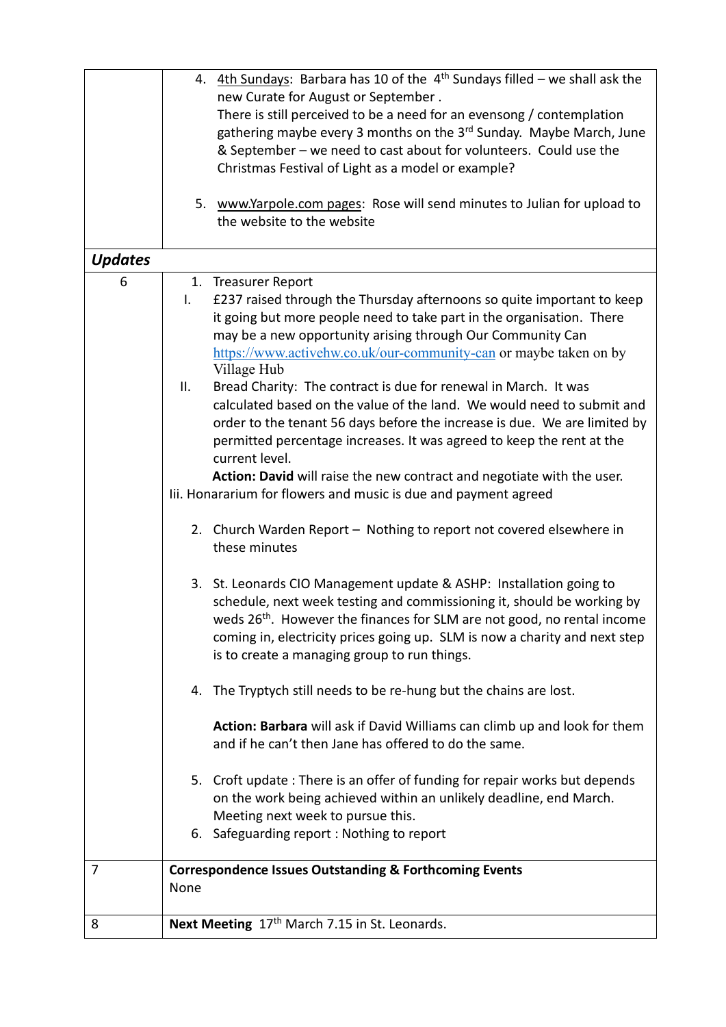| | |
|---|---|
| | 4. 4th Sundays: Barbara has 10 of the 4th Sundays filled – we shall ask the new Curate for August or September . There is still perceived to be a need for an evensong / contemplation gathering maybe every 3 months on the 3rd Sunday. Maybe March, June & September – we need to cast about for volunteers. Could use the Christmas Festival of Light as a model or example?<br><br>5. www.Yarpole.com pages: Rose will send minutes to Julian for upload to the website to the website |
| ***Updates*** | |
| 6 | 1. Treasurer Report<br>I. £237 raised through the Thursday afternoons so quite important to keep it going but more people need to take part in the organisation. There may be a new opportunity arising through Our Community Can https://www.activehw.co.uk/our-community-can or maybe taken on by Village Hub<br>II. Bread Charity: The contract is due for renewal in March. It was calculated based on the value of the land. We would need to submit and order to the tenant 56 days before the increase is due. We are limited by permitted percentage increases. It was agreed to keep the rent at the current level.<br>**Action: David** will raise the new contract and negotiate with the user.<br>Iii. Honararium for flowers and music is due and payment agreed<br><br>2. Church Warden Report – Nothing to report not covered elsewhere in these minutes<br><br>3. St. Leonards CIO Management update & ASHP: Installation going to schedule, next week testing and commissioning it, should be working by weds 26th. However the finances for SLM are not good, no rental income coming in, electricity prices going up. SLM is now a charity and next step is to create a managing group to run things.<br><br>4. The Tryptych still needs to be re-hung but the chains are lost.<br><br>**Action: Barbara** will ask if David Williams can climb up and look for them and if he can't then Jane has offered to do the same.<br><br>5. Croft update : There is an offer of funding for repair works but depends on the work being achieved within an unlikely deadline, end March. Meeting next week to pursue this.<br>6. Safeguarding report : Nothing to report |
| 7 | **Correspondence Issues Outstanding & Forthcoming Events**<br>None |
| 8 | **Next Meeting** 17th March 7.15 in St. Leonards. |